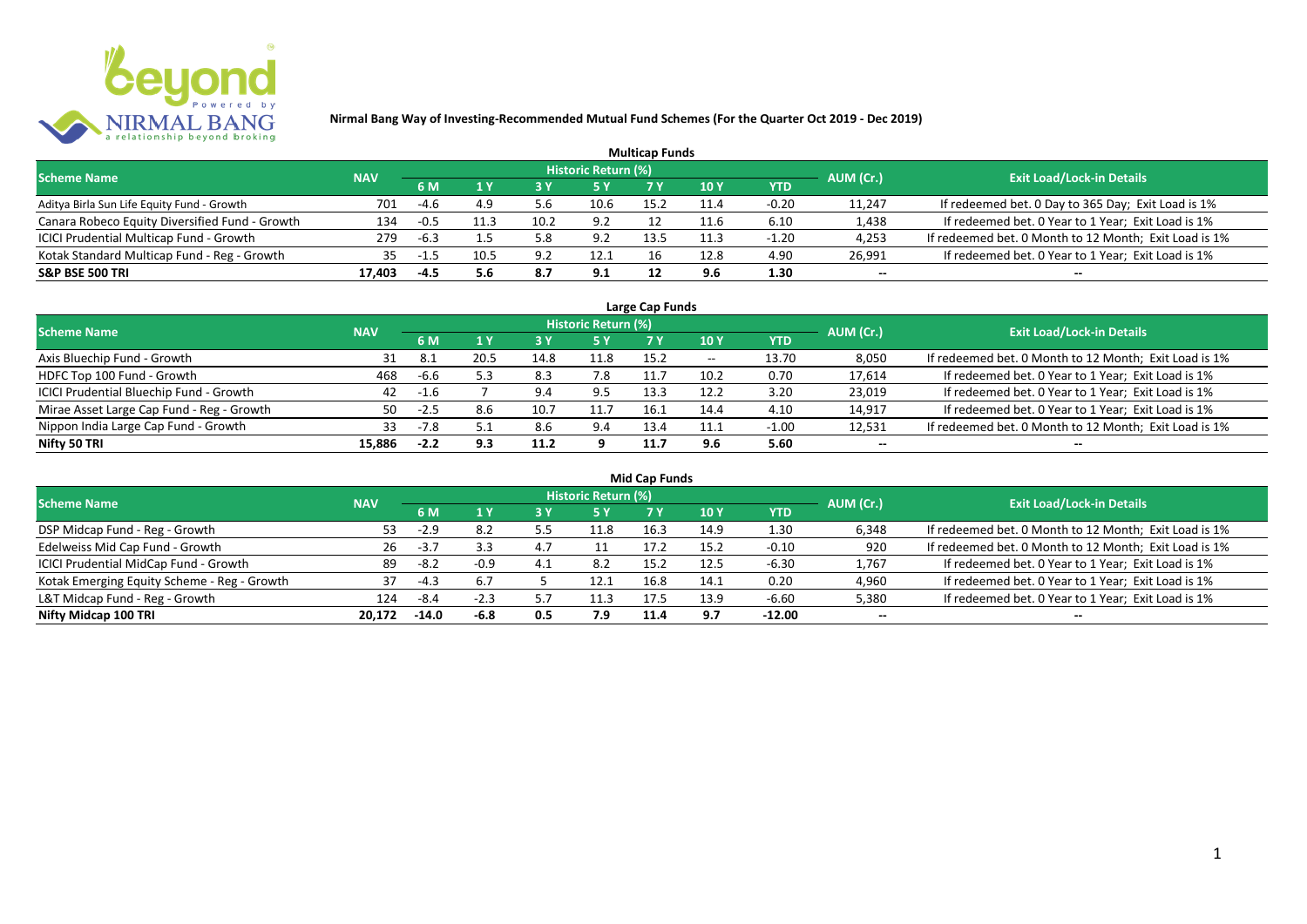# Nirmal Bang Way of Investing-Recommended Mutual Fund Schemes (For the Quarter Oct 2019 - Dec 2019)

## Multicap Funds

| Scheme Name | NAV | Historic Return (%) | | | | | | | AUM (Cr.) | Exit Load/Lock-in Details |
|---|---|---|---|---|---|---|---|---|---|---|
| | | 6 M | 1 Y | 3 Y | 5 Y | 7 Y | 10 Y | YTD | | |
| Aditya Birla Sun Life Equity Fund - Growth | 701 | -4.6 | 4.9 | 5.6 | 10.6 | 15.2 | 11.4 | -0.20 | 11,247 | If redeemed bet. 0 Day to 365 Day; Exit Load is 1% |
| Canara Robeco Equity Diversified Fund - Growth | 134 | -0.5 | 11.3 | 10.2 | 9.2 | 12 | 11.6 | 6.10 | 1,438 | If redeemed bet. 0 Year to 1 Year; Exit Load is 1% |
| ICICI Prudential Multicap Fund - Growth | 279 | -6.3 | 1.5 | 5.8 | 9.2 | 13.5 | 11.3 | -1.20 | 4,253 | If redeemed bet. 0 Month to 12 Month; Exit Load is 1% |
| Kotak Standard Multicap Fund - Reg - Growth | 35 | -1.5 | 10.5 | 9.2 | 12.1 | 16 | 12.8 | 4.90 | 26,991 | If redeemed bet. 0 Year to 1 Year; Exit Load is 1% |
| **S&P BSE 500 TRI** | **17,403** | **-4.5** | **5.6** | **8.7** | **9.1** | **12** | **9.6** | **1.30** | -- | -- |

## Large Cap Funds

| Scheme Name | NAV | Historic Return (%) | | | | | | | AUM (Cr.) | Exit Load/Lock-in Details |
|---|---|---|---|---|---|---|---|---|---|---|
| | | 6 M | 1 Y | 3 Y | 5 Y | 7 Y | 10 Y | YTD | | |
| Axis Bluechip Fund - Growth | 31 | 8.1 | 20.5 | 14.8 | 11.8 | 15.2 | -- | 13.70 | 8,050 | If redeemed bet. 0 Month to 12 Month; Exit Load is 1% |
| HDFC Top 100 Fund - Growth | 468 | -6.6 | 5.3 | 8.3 | 7.8 | 11.7 | 10.2 | 0.70 | 17,614 | If redeemed bet. 0 Year to 1 Year; Exit Load is 1% |
| ICICI Prudential Bluechip Fund - Growth | 42 | -1.6 | 7 | 9.4 | 9.5 | 13.3 | 12.2 | 3.20 | 23,019 | If redeemed bet. 0 Year to 1 Year; Exit Load is 1% |
| Mirae Asset Large Cap Fund - Reg - Growth | 50 | -2.5 | 8.6 | 10.7 | 11.7 | 16.1 | 14.4 | 4.10 | 14,917 | If redeemed bet. 0 Year to 1 Year; Exit Load is 1% |
| Nippon India Large Cap Fund - Growth | 33 | -7.8 | 5.1 | 8.6 | 9.4 | 13.4 | 11.1 | -1.00 | 12,531 | If redeemed bet. 0 Month to 12 Month; Exit Load is 1% |
| **Nifty 50 TRI** | **15,886** | **-2.2** | **9.3** | **11.2** | **9** | **11.7** | **9.6** | **5.60** | -- | -- |

## Mid Cap Funds

| Scheme Name | NAV | Historic Return (%) | | | | | | | AUM (Cr.) | Exit Load/Lock-in Details |
|---|---|---|---|---|---|---|---|---|---|---|
| | | 6 M | 1 Y | 3 Y | 5 Y | 7 Y | 10 Y | YTD | | |
| DSP Midcap Fund - Reg - Growth | 53 | -2.9 | 8.2 | 5.5 | 11.8 | 16.3 | 14.9 | 1.30 | 6,348 | If redeemed bet. 0 Month to 12 Month; Exit Load is 1% |
| Edelweiss Mid Cap Fund - Growth | 26 | -3.7 | 3.3 | 4.7 | 11 | 17.2 | 15.2 | -0.10 | 920 | If redeemed bet. 0 Month to 12 Month; Exit Load is 1% |
| ICICI Prudential MidCap Fund - Growth | 89 | -8.2 | -0.9 | 4.1 | 8.2 | 15.2 | 12.5 | -6.30 | 1,767 | If redeemed bet. 0 Year to 1 Year; Exit Load is 1% |
| Kotak Emerging Equity Scheme - Reg - Growth | 37 | -4.3 | 6.7 | 5 | 12.1 | 16.8 | 14.1 | 0.20 | 4,960 | If redeemed bet. 0 Year to 1 Year; Exit Load is 1% |
| L&T Midcap Fund - Reg - Growth | 124 | -8.4 | -2.3 | 5.7 | 11.3 | 17.5 | 13.9 | -6.60 | 5,380 | If redeemed bet. 0 Year to 1 Year; Exit Load is 1% |
| **Nifty Midcap 100 TRI** | **20,172** | **-14.0** | **-6.8** | **0.5** | **7.9** | **11.4** | **9.7** | **-12.00** | -- | -- |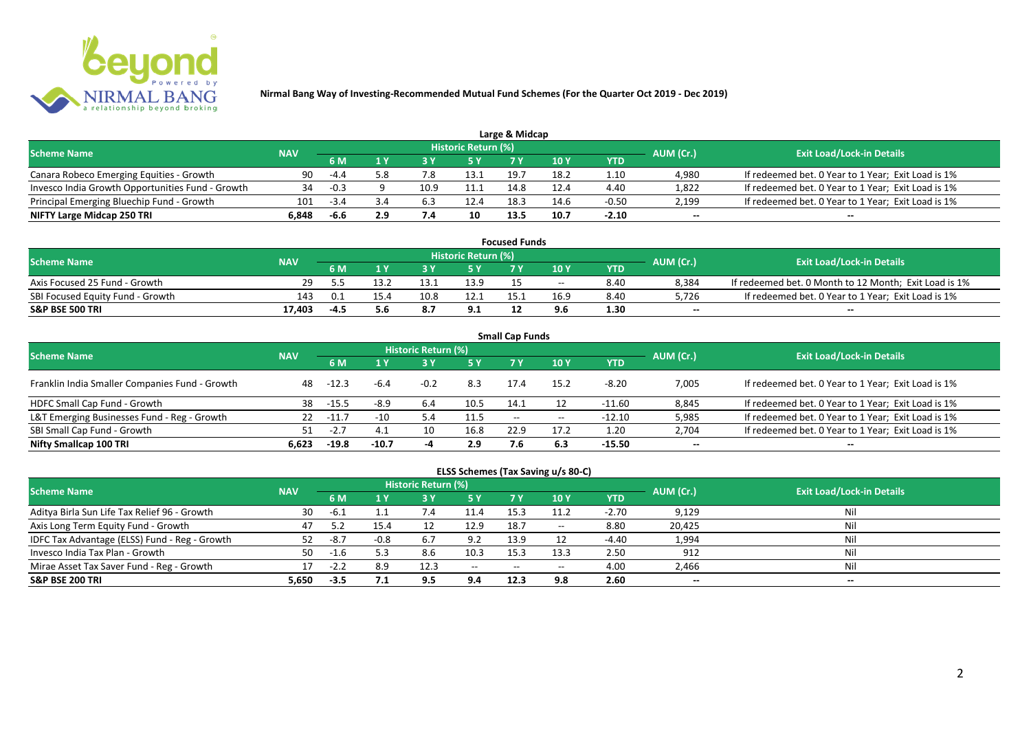**Nirmal Bang Way of Investing-Recommended Mutual Fund Schemes (For the Quarter Oct 2019 - Dec 2019)**

## Large & Midcap

| Scheme Name | NAV | Historic Return (%) | | | | | | | AUM (Cr.) | Exit Load/Lock-in Details |
|---|---|---|---|---|---|---|---|---|---|---|
| | | 6 M | 1 Y | 3 Y | 5 Y | 7 Y | 10 Y | YTD | | |
| Canara Robeco Emerging Equities - Growth | 90 | -4.4 | 5.8 | 7.8 | 13.1 | 19.7 | 18.2 | 1.10 | 4,980 | If redeemed bet. 0 Year to 1 Year; Exit Load is 1% |
| Invesco India Growth Opportunities Fund - Growth | 34 | -0.3 | 9 | 10.9 | 11.1 | 14.8 | 12.4 | 4.40 | 1,822 | If redeemed bet. 0 Year to 1 Year; Exit Load is 1% |
| Principal Emerging Bluechip Fund - Growth | 101 | -3.4 | 3.4 | 6.3 | 12.4 | 18.3 | 14.6 | -0.50 | 2,199 | If redeemed bet. 0 Year to 1 Year; Exit Load is 1% |
| **NIFTY Large Midcap 250 TRI** | **6,848** | **-6.6** | **2.9** | **7.4** | **10** | **13.5** | **10.7** | **-2.10** | **--** | **--** |

## Focused Funds

| Scheme Name | NAV | Historic Return (%) | | | | | | | AUM (Cr.) | Exit Load/Lock-in Details |
|---|---|---|---|---|---|---|---|---|---|---|
| | | 6 M | 1 Y | 3 Y | 5 Y | 7 Y | 10 Y | YTD | | |
| Axis Focused 25 Fund - Growth | 29 | 5.5 | 13.2 | 13.1 | 13.9 | 15 | -- | 8.40 | 8,384 | If redeemed bet. 0 Month to 12 Month; Exit Load is 1% |
| SBI Focused Equity Fund - Growth | 143 | 0.1 | 15.4 | 10.8 | 12.1 | 15.1 | 16.9 | 8.40 | 5,726 | If redeemed bet. 0 Year to 1 Year; Exit Load is 1% |
| **S&P BSE 500 TRI** | **17,403** | **-4.5** | **5.6** | **8.7** | **9.1** | **12** | **9.6** | **1.30** | **--** | **--** |

## Small Cap Funds

| Scheme Name | NAV | Historic Return (%) | | | | | | | AUM (Cr.) | Exit Load/Lock-in Details |
|---|---|---|---|---|---|---|---|---|---|---|
| | | 6 M | 1 Y | 3 Y | 5 Y | 7 Y | 10 Y | YTD | | |
| Franklin India Smaller Companies Fund - Growth | 48 | -12.3 | -6.4 | -0.2 | 8.3 | 17.4 | 15.2 | -8.20 | 7,005 | If redeemed bet. 0 Year to 1 Year; Exit Load is 1% |
| HDFC Small Cap Fund - Growth | 38 | -15.5 | -8.9 | 6.4 | 10.5 | 14.1 | 12 | -11.60 | 8,845 | If redeemed bet. 0 Year to 1 Year; Exit Load is 1% |
| L&T Emerging Businesses Fund - Reg - Growth | 22 | -11.7 | -10 | 5.4 | 11.5 | -- | -- | -12.10 | 5,985 | If redeemed bet. 0 Year to 1 Year; Exit Load is 1% |
| SBI Small Cap Fund - Growth | 51 | -2.7 | 4.1 | 10 | 16.8 | 22.9 | 17.2 | 1.20 | 2,704 | If redeemed bet. 0 Year to 1 Year; Exit Load is 1% |
| **Nifty Smallcap 100 TRI** | **6,623** | **-19.8** | **-10.7** | **-4** | **2.9** | **7.6** | **6.3** | **-15.50** | **--** | **--** |

## ELSS Schemes (Tax Saving u/s 80-C)

| Scheme Name | NAV | Historic Return (%) | | | | | | | AUM (Cr.) | Exit Load/Lock-in Details |
|---|---|---|---|---|---|---|---|---|---|---|
| | | 6 M | 1 Y | 3 Y | 5 Y | 7 Y | 10 Y | YTD | | |
| Aditya Birla Sun Life Tax Relief 96 - Growth | 30 | -6.1 | 1.1 | 7.4 | 11.4 | 15.3 | 11.2 | -2.70 | 9,129 | Nil |
| Axis Long Term Equity Fund - Growth | 47 | 5.2 | 15.4 | 12 | 12.9 | 18.7 | -- | 8.80 | 20,425 | Nil |
| IDFC Tax Advantage (ELSS) Fund - Reg - Growth | 52 | -8.7 | -0.8 | 6.7 | 9.2 | 13.9 | 12 | -4.40 | 1,994 | Nil |
| Invesco India Tax Plan - Growth | 50 | -1.6 | 5.3 | 8.6 | 10.3 | 15.3 | 13.3 | 2.50 | 912 | Nil |
| Mirae Asset Tax Saver Fund - Reg - Growth | 17 | -2.2 | 8.9 | 12.3 | -- | -- | -- | 4.00 | 2,466 | Nil |
| **S&P BSE 200 TRI** | **5,650** | **-3.5** | **7.1** | **9.5** | **9.4** | **12.3** | **9.8** | **2.60** | **--** | **--** |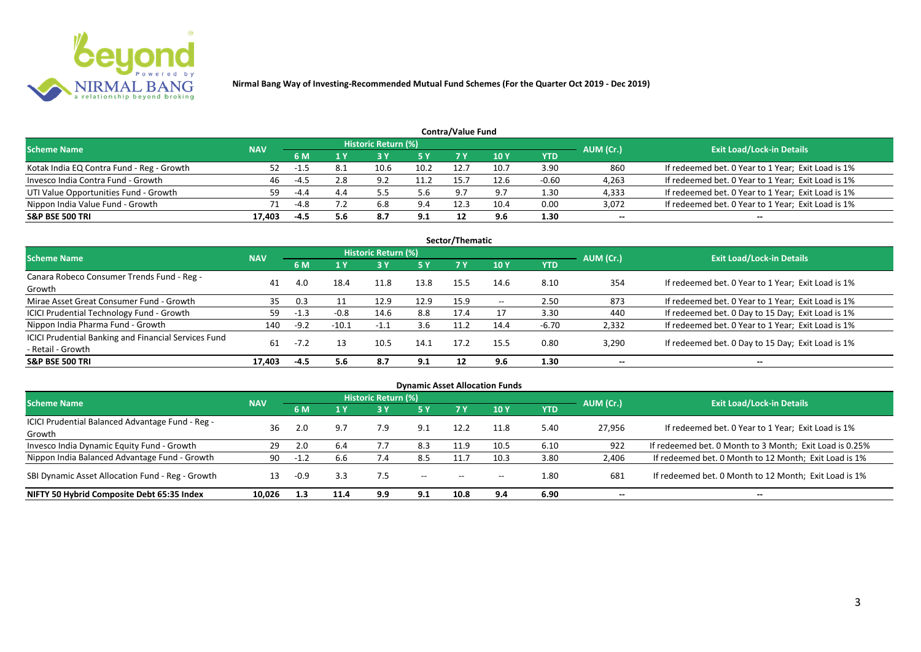**Nirmal Bang Way of Investing-Recommended Mutual Fund Schemes (For the Quarter Oct 2019 - Dec 2019)**

## Contra/Value Fund

| Scheme Name | NAV | Historic Return (%) | | | | | | | AUM (Cr.) | Exit Load/Lock-in Details |
|---|---|---|---|---|---|---|---|---|---|---|
| | | 6 M | 1 Y | 3 Y | 5 Y | 7 Y | 10 Y | YTD | | |
| Kotak India EQ Contra Fund - Reg - Growth | 52 | -1.5 | 8.1 | 10.6 | 10.2 | 12.7 | 10.7 | 3.90 | 860 | If redeemed bet. 0 Year to 1 Year; Exit Load is 1% |
| Invesco India Contra Fund - Growth | 46 | -4.5 | 2.8 | 9.2 | 11.2 | 15.7 | 12.6 | -0.60 | 4,263 | If redeemed bet. 0 Year to 1 Year; Exit Load is 1% |
| UTI Value Opportunities Fund - Growth | 59 | -4.4 | 4.4 | 5.5 | 5.6 | 9.7 | 9.7 | 1.30 | 4,333 | If redeemed bet. 0 Year to 1 Year; Exit Load is 1% |
| Nippon India Value Fund - Growth | 71 | -4.8 | 7.2 | 6.8 | 9.4 | 12.3 | 10.4 | 0.00 | 3,072 | If redeemed bet. 0 Year to 1 Year; Exit Load is 1% |
| **S&P BSE 500 TRI** | **17,403** | **-4.5** | **5.6** | **8.7** | **9.1** | **12** | **9.6** | **1.30** | **--** | **--** |

## Sector/Thematic

| Scheme Name | NAV | Historic Return (%) | | | | | | | AUM (Cr.) | Exit Load/Lock-in Details |
|---|---|---|---|---|---|---|---|---|---|---|
| | | 6 M | 1 Y | 3 Y | 5 Y | 7 Y | 10 Y | YTD | | |
| Canara Robeco Consumer Trends Fund - Reg - Growth | 41 | 4.0 | 18.4 | 11.8 | 13.8 | 15.5 | 14.6 | 8.10 | 354 | If redeemed bet. 0 Year to 1 Year; Exit Load is 1% |
| Mirae Asset Great Consumer Fund - Growth | 35 | 0.3 | 11 | 12.9 | 12.9 | 15.9 | -- | 2.50 | 873 | If redeemed bet. 0 Year to 1 Year; Exit Load is 1% |
| ICICI Prudential Technology Fund - Growth | 59 | -1.3 | -0.8 | 14.6 | 8.8 | 17.4 | 17 | 3.30 | 440 | If redeemed bet. 0 Day to 15 Day; Exit Load is 1% |
| Nippon India Pharma Fund - Growth | 140 | -9.2 | -10.1 | -1.1 | 3.6 | 11.2 | 14.4 | -6.70 | 2,332 | If redeemed bet. 0 Year to 1 Year; Exit Load is 1% |
| ICICI Prudential Banking and Financial Services Fund - Retail - Growth | 61 | -7.2 | 13 | 10.5 | 14.1 | 17.2 | 15.5 | 0.80 | 3,290 | If redeemed bet. 0 Day to 15 Day; Exit Load is 1% |
| **S&P BSE 500 TRI** | **17,403** | **-4.5** | **5.6** | **8.7** | **9.1** | **12** | **9.6** | **1.30** | **--** | **--** |

## Dynamic Asset Allocation Funds

| Scheme Name | NAV | Historic Return (%) | | | | | | | AUM (Cr.) | Exit Load/Lock-in Details |
|---|---|---|---|---|---|---|---|---|---|---|
| | | 6 M | 1 Y | 3 Y | 5 Y | 7 Y | 10 Y | YTD | | |
| ICICI Prudential Balanced Advantage Fund - Reg - Growth | 36 | 2.0 | 9.7 | 7.9 | 9.1 | 12.2 | 11.8 | 5.40 | 27,956 | If redeemed bet. 0 Year to 1 Year; Exit Load is 1% |
| Invesco India Dynamic Equity Fund - Growth | 29 | 2.0 | 6.4 | 7.7 | 8.3 | 11.9 | 10.5 | 6.10 | 922 | If redeemed bet. 0 Month to 3 Month; Exit Load is 0.25% |
| Nippon India Balanced Advantage Fund - Growth | 90 | -1.2 | 6.6 | 7.4 | 8.5 | 11.7 | 10.3 | 3.80 | 2,406 | If redeemed bet. 0 Month to 12 Month; Exit Load is 1% |
| SBI Dynamic Asset Allocation Fund - Reg - Growth | 13 | -0.9 | 3.3 | 7.5 | -- | -- | -- | 1.80 | 681 | If redeemed bet. 0 Month to 12 Month; Exit Load is 1% |
| **NIFTY 50 Hybrid Composite Debt 65:35 Index** | **10,026** | **1.3** | **11.4** | **9.9** | **9.1** | **10.8** | **9.4** | **6.90** | **--** | **--** |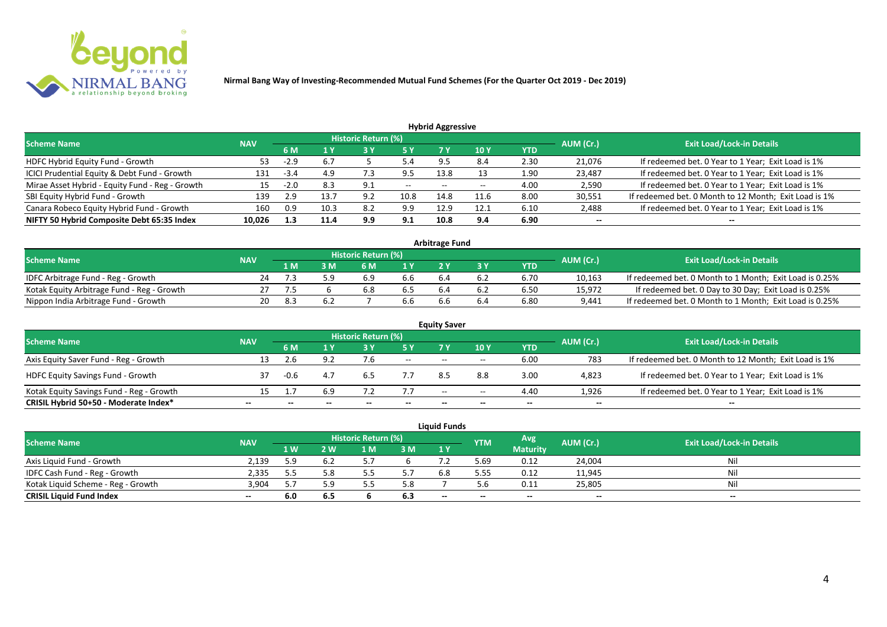**Nirmal Bang Way of Investing-Recommended Mutual Fund Schemes (For the Quarter Oct 2019 - Dec 2019)**

### Hybrid Aggressive

| Scheme Name | NAV | Historic Return (%) | | | | | | | AUM (Cr.) | Exit Load/Lock-in Details |
|---|---|---|---|---|---|---|---|---|---|---|
| | | 6 M | 1 Y | 3 Y | 5 Y | 7 Y | 10 Y | YTD | | |
| HDFC Hybrid Equity Fund - Growth | 53 | -2.9 | 6.7 | 5 | 5.4 | 9.5 | 8.4 | 2.30 | 21,076 | If redeemed bet. 0 Year to 1 Year; Exit Load is 1% |
| ICICI Prudential Equity & Debt Fund - Growth | 131 | -3.4 | 4.9 | 7.3 | 9.5 | 13.8 | 13 | 1.90 | 23,487 | If redeemed bet. 0 Year to 1 Year; Exit Load is 1% |
| Mirae Asset Hybrid - Equity Fund - Reg - Growth | 15 | -2.0 | 8.3 | 9.1 | -- | -- | -- | 4.00 | 2,590 | If redeemed bet. 0 Year to 1 Year; Exit Load is 1% |
| SBI Equity Hybrid Fund - Growth | 139 | 2.9 | 13.7 | 9.2 | 10.8 | 14.8 | 11.6 | 8.00 | 30,551 | If redeemed bet. 0 Month to 12 Month; Exit Load is 1% |
| Canara Robeco Equity Hybrid Fund - Growth | 160 | 0.9 | 10.3 | 8.2 | 9.9 | 12.9 | 12.1 | 6.10 | 2,488 | If redeemed bet. 0 Year to 1 Year; Exit Load is 1% |
| **NIFTY 50 Hybrid Composite Debt 65:35 Index** | **10,026** | **1.3** | **11.4** | **9.9** | **9.1** | **10.8** | **9.4** | **6.90** | **--** | **--** |

### Arbitrage Fund

| Scheme Name | NAV | Historic Return (%) | | | | | | | AUM (Cr.) | Exit Load/Lock-in Details |
|---|---|---|---|---|---|---|---|---|---|---|
| | | 1 M | 3 M | 6 M | 1 Y | 2 Y | 3 Y | YTD | | |
| IDFC Arbitrage Fund - Reg - Growth | 24 | 7.3 | 5.9 | 6.9 | 6.6 | 6.4 | 6.2 | 6.70 | 10,163 | If redeemed bet. 0 Month to 1 Month; Exit Load is 0.25% |
| Kotak Equity Arbitrage Fund - Reg - Growth | 27 | 7.5 | 6 | 6.8 | 6.5 | 6.4 | 6.2 | 6.50 | 15,972 | If redeemed bet. 0 Day to 30 Day; Exit Load is 0.25% |
| Nippon India Arbitrage Fund - Growth | 20 | 8.3 | 6.2 | 7 | 6.6 | 6.6 | 6.4 | 6.80 | 9,441 | If redeemed bet. 0 Month to 1 Month; Exit Load is 0.25% |

### Equity Saver

| Scheme Name | NAV | Historic Return (%) | | | | | | | AUM (Cr.) | Exit Load/Lock-in Details |
|---|---|---|---|---|---|---|---|---|---|---|
| | | 6 M | 1 Y | 3 Y | 5 Y | 7 Y | 10 Y | YTD | | |
| Axis Equity Saver Fund - Reg - Growth | 13 | 2.6 | 9.2 | 7.6 | -- | -- | -- | 6.00 | 783 | If redeemed bet. 0 Month to 12 Month; Exit Load is 1% |
| HDFC Equity Savings Fund - Growth | 37 | -0.6 | 4.7 | 6.5 | 7.7 | 8.5 | 8.8 | 3.00 | 4,823 | If redeemed bet. 0 Year to 1 Year; Exit Load is 1% |
| Kotak Equity Savings Fund - Reg - Growth | 15 | 1.7 | 6.9 | 7.2 | 7.7 | -- | -- | 4.40 | 1,926 | If redeemed bet. 0 Year to 1 Year; Exit Load is 1% |
| **CRISIL Hybrid 50+50 - Moderate Index*** | **--** | **--** | **--** | **--** | **--** | **--** | **--** | **--** | **--** | **--** |

### Liquid Funds

| Scheme Name | NAV | Historic Return (%) | | | | | YTM | Avg Maturity | AUM (Cr.) | Exit Load/Lock-in Details |
|---|---|---|---|---|---|---|---|---|---|---|
| | | 1 W | 2 W | 1 M | 3 M | 1 Y | | | | |
| Axis Liquid Fund - Growth | 2,139 | 5.9 | 6.2 | 5.7 | 6 | 7.2 | 5.69 | 0.12 | 24,004 | Nil |
| IDFC Cash Fund - Reg - Growth | 2,335 | 5.5 | 5.8 | 5.5 | 5.7 | 6.8 | 5.55 | 0.12 | 11,945 | Nil |
| Kotak Liquid Scheme - Reg - Growth | 3,904 | 5.7 | 5.9 | 5.5 | 5.8 | 7 | 5.6 | 0.11 | 25,805 | Nil |
| **CRISIL Liquid Fund Index** | **--** | **6.0** | **6.5** | **6** | **6.3** | **--** | **--** | **--** | **--** | **--** |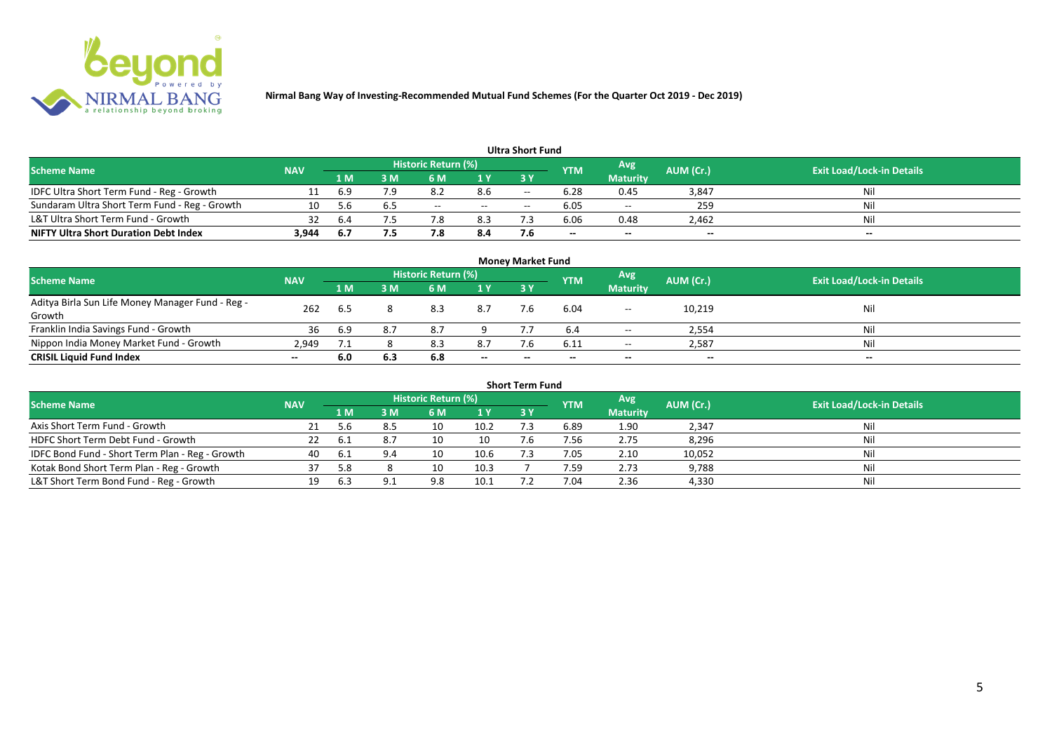**Nirmal Bang Way of Investing-Recommended Mutual Fund Schemes (For the Quarter Oct 2019 - Dec 2019)**

### Ultra Short Fund

| Scheme Name | NAV | Historic Return (%) | | | | | YTM | Avg Maturity | AUM (Cr.) | Exit Load/Lock-in Details |
|---|---|---|---|---|---|---|---|---|---|---|
| | | 1 M | 3 M | 6 M | 1 Y | 3 Y | | | | |
| IDFC Ultra Short Term Fund - Reg - Growth | 11 | 6.9 | 7.9 | 8.2 | 8.6 | -- | 6.28 | 0.45 | 3,847 | Nil |
| Sundaram Ultra Short Term Fund - Reg - Growth | 10 | 5.6 | 6.5 | -- | -- | -- | 6.05 | -- | 259 | Nil |
| L&T Ultra Short Term Fund - Growth | 32 | 6.4 | 7.5 | 7.8 | 8.3 | 7.3 | 6.06 | 0.48 | 2,462 | Nil |
| **NIFTY Ultra Short Duration Debt Index** | **3,944** | **6.7** | **7.5** | **7.8** | **8.4** | **7.6** | **--** | **--** | **--** | **--** |

### Money Market Fund

| Scheme Name | NAV | Historic Return (%) | | | | | YTM | Avg Maturity | AUM (Cr.) | Exit Load/Lock-in Details |
|---|---|---|---|---|---|---|---|---|---|---|
| | | 1 M | 3 M | 6 M | 1 Y | 3 Y | | | | |
| Aditya Birla Sun Life Money Manager Fund - Reg - Growth | 262 | 6.5 | 8 | 8.3 | 8.7 | 7.6 | 6.04 | -- | 10,219 | Nil |
| Franklin India Savings Fund - Growth | 36 | 6.9 | 8.7 | 8.7 | 9 | 7.7 | 6.4 | -- | 2,554 | Nil |
| Nippon India Money Market Fund - Growth | 2,949 | 7.1 | 8 | 8.3 | 8.7 | 7.6 | 6.11 | -- | 2,587 | Nil |
| **CRISIL Liquid Fund Index** | **--** | **6.0** | **6.3** | **6.8** | **--** | **--** | **--** | **--** | **--** | **--** |

### Short Term Fund

| Scheme Name | NAV | Historic Return (%) | | | | | YTM | Avg Maturity | AUM (Cr.) | Exit Load/Lock-in Details |
|---|---|---|---|---|---|---|---|---|---|---|
| | | 1 M | 3 M | 6 M | 1 Y | 3 Y | | | | |
| Axis Short Term Fund - Growth | 21 | 5.6 | 8.5 | 10 | 10.2 | 7.3 | 6.89 | 1.90 | 2,347 | Nil |
| HDFC Short Term Debt Fund - Growth | 22 | 6.1 | 8.7 | 10 | 10 | 7.6 | 7.56 | 2.75 | 8,296 | Nil |
| IDFC Bond Fund - Short Term Plan - Reg - Growth | 40 | 6.1 | 9.4 | 10 | 10.6 | 7.3 | 7.05 | 2.10 | 10,052 | Nil |
| Kotak Bond Short Term Plan - Reg - Growth | 37 | 5.8 | 8 | 10 | 10.3 | 7 | 7.59 | 2.73 | 9,788 | Nil |
| L&T Short Term Bond Fund - Reg - Growth | 19 | 6.3 | 9.1 | 9.8 | 10.1 | 7.2 | 7.04 | 2.36 | 4,330 | Nil |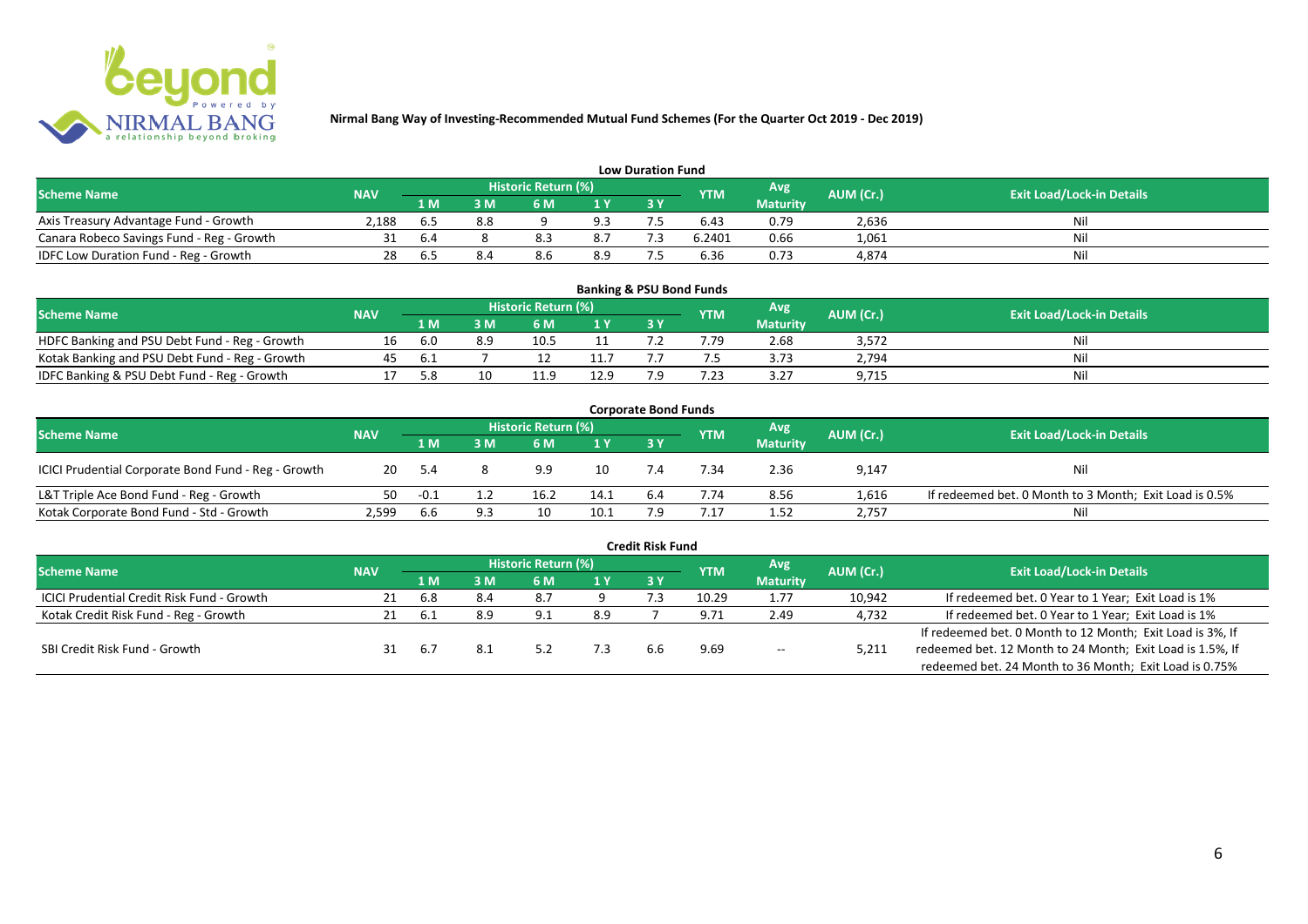**Nirmal Bang Way of Investing-Recommended Mutual Fund Schemes (For the Quarter Oct 2019 - Dec 2019)**

## Low Duration Fund

| Scheme Name | NAV | Historic Return (%) | | | | | YTM | Avg Maturity | AUM (Cr.) | Exit Load/Lock-in Details |
|---|---|---|---|---|---|---|---|---|---|---|
| | | 1 M | 3 M | 6 M | 1 Y | 3 Y | | | | |
| Axis Treasury Advantage Fund - Growth | 2,188 | 6.5 | 8.8 | 9 | 9.3 | 7.5 | 6.43 | 0.79 | 2,636 | Nil |
| Canara Robeco Savings Fund - Reg - Growth | 31 | 6.4 | 8 | 8.3 | 8.7 | 7.3 | 6.2401 | 0.66 | 1,061 | Nil |
| IDFC Low Duration Fund - Reg - Growth | 28 | 6.5 | 8.4 | 8.6 | 8.9 | 7.5 | 6.36 | 0.73 | 4,874 | Nil |

## Banking & PSU Bond Funds

| Scheme Name | NAV | Historic Return (%) | | | | | YTM | Avg Maturity | AUM (Cr.) | Exit Load/Lock-in Details |
|---|---|---|---|---|---|---|---|---|---|---|
| | | 1 M | 3 M | 6 M | 1 Y | 3 Y | | | | |
| HDFC Banking and PSU Debt Fund - Reg - Growth | 16 | 6.0 | 8.9 | 10.5 | 11 | 7.2 | 7.79 | 2.68 | 3,572 | Nil |
| Kotak Banking and PSU Debt Fund - Reg - Growth | 45 | 6.1 | 7 | 12 | 11.7 | 7.7 | 7.5 | 3.73 | 2,794 | Nil |
| IDFC Banking & PSU Debt Fund - Reg - Growth | 17 | 5.8 | 10 | 11.9 | 12.9 | 7.9 | 7.23 | 3.27 | 9,715 | Nil |

## Corporate Bond Funds

| Scheme Name | NAV | Historic Return (%) | | | | | YTM | Avg Maturity | AUM (Cr.) | Exit Load/Lock-in Details |
|---|---|---|---|---|---|---|---|---|---|---|
| | | 1 M | 3 M | 6 M | 1 Y | 3 Y | | | | |
| ICICI Prudential Corporate Bond Fund - Reg - Growth | 20 | 5.4 | 8 | 9.9 | 10 | 7.4 | 7.34 | 2.36 | 9,147 | Nil |
| L&T Triple Ace Bond Fund - Reg - Growth | 50 | -0.1 | 1.2 | 16.2 | 14.1 | 6.4 | 7.74 | 8.56 | 1,616 | If redeemed bet. 0 Month to 3 Month; Exit Load is 0.5% |
| Kotak Corporate Bond Fund - Std - Growth | 2,599 | 6.6 | 9.3 | 10 | 10.1 | 7.9 | 7.17 | 1.52 | 2,757 | Nil |

## Credit Risk Fund

| Scheme Name | NAV | Historic Return (%) | | | | | YTM | Avg Maturity | AUM (Cr.) | Exit Load/Lock-in Details |
|---|---|---|---|---|---|---|---|---|---|---|
| | | 1 M | 3 M | 6 M | 1 Y | 3 Y | | | | |
| ICICI Prudential Credit Risk Fund - Growth | 21 | 6.8 | 8.4 | 8.7 | 9 | 7.3 | 10.29 | 1.77 | 10,942 | If redeemed bet. 0 Year to 1 Year; Exit Load is 1% |
| Kotak Credit Risk Fund - Reg - Growth | 21 | 6.1 | 8.9 | 9.1 | 8.9 | 7 | 9.71 | 2.49 | 4,732 | If redeemed bet. 0 Year to 1 Year; Exit Load is 1% |
| SBI Credit Risk Fund - Growth | 31 | 6.7 | 8.1 | 5.2 | 7.3 | 6.6 | 9.69 | -- | 5,211 | If redeemed bet. 0 Month to 12 Month; Exit Load is 3%, If redeemed bet. 12 Month to 24 Month; Exit Load is 1.5%, If redeemed bet. 24 Month to 36 Month; Exit Load is 0.75% |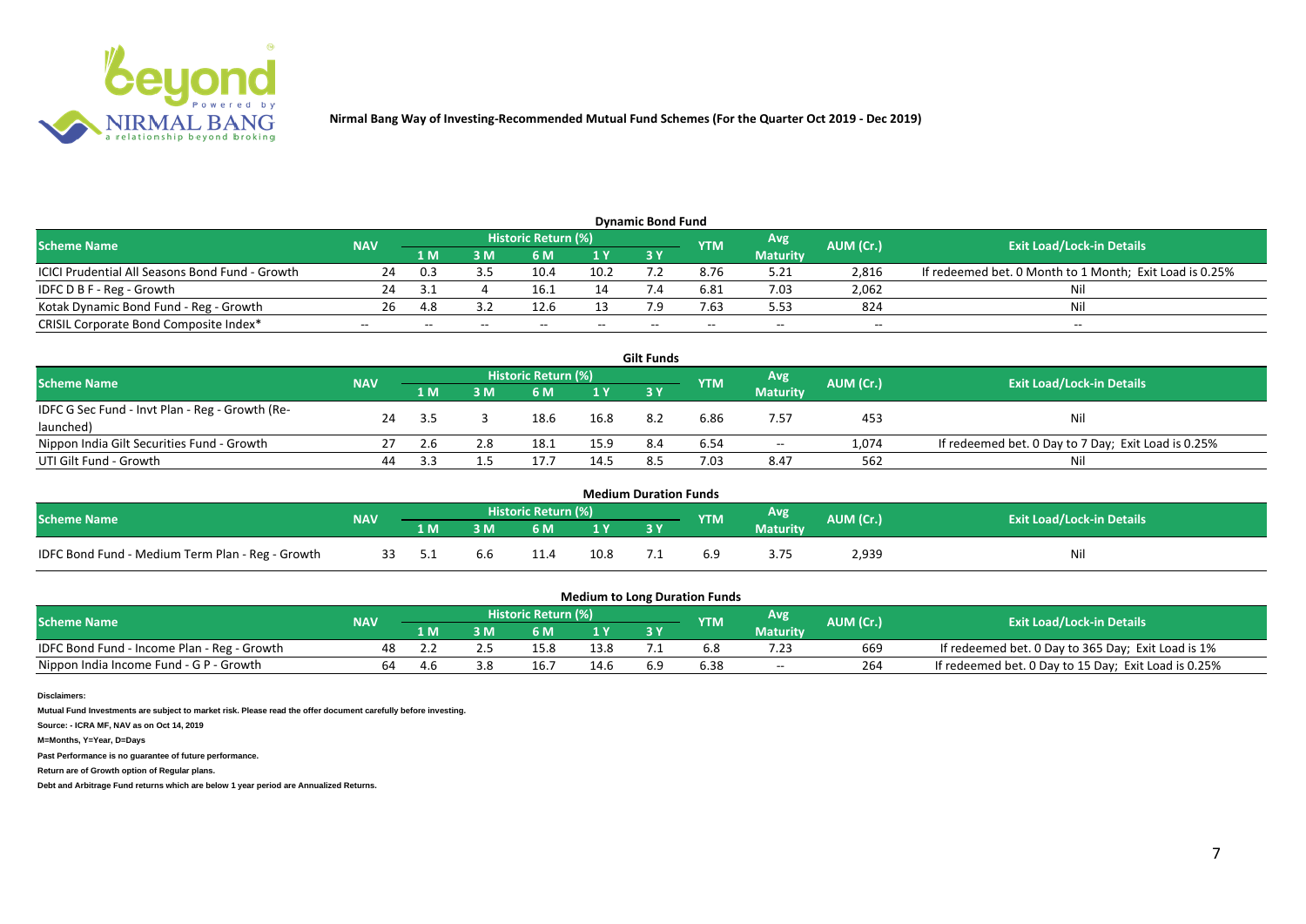## Nirmal Bang Way of Investing-Recommended Mutual Fund Schemes (For the Quarter Oct 2019 - Dec 2019)

**Dynamic Bond Fund**

| Scheme Name | NAV | Historic Return (%) | | | | | YTM | Avg Maturity | AUM (Cr.) | Exit Load/Lock-in Details |
|---|---|---|---|---|---|---|---|---|---|---|
| | | 1 M | 3 M | 6 M | 1 Y | 3 Y | | | | |
| ICICI Prudential All Seasons Bond Fund - Growth | 24 | 0.3 | 3.5 | 10.4 | 10.2 | 7.2 | 8.76 | 5.21 | 2,816 | If redeemed bet. 0 Month to 1 Month; Exit Load is 0.25% |
| IDFC D B F - Reg - Growth | 24 | 3.1 | 4 | 16.1 | 14 | 7.4 | 6.81 | 7.03 | 2,062 | Nil |
| Kotak Dynamic Bond Fund - Reg - Growth | 26 | 4.8 | 3.2 | 12.6 | 13 | 7.9 | 7.63 | 5.53 | 824 | Nil |
| CRISIL Corporate Bond Composite Index* | -- | -- | -- | -- | -- | -- | -- | -- | -- | -- |

**Gilt Funds**

| Scheme Name | NAV | Historic Return (%) | | | | | YTM | Avg Maturity | AUM (Cr.) | Exit Load/Lock-in Details |
|---|---|---|---|---|---|---|---|---|---|---|
| | | 1 M | 3 M | 6 M | 1 Y | 3 Y | | | | |
| IDFC G Sec Fund - Invt Plan - Reg - Growth (Re-launched) | 24 | 3.5 | 3 | 18.6 | 16.8 | 8.2 | 6.86 | 7.57 | 453 | Nil |
| Nippon India Gilt Securities Fund - Growth | 27 | 2.6 | 2.8 | 18.1 | 15.9 | 8.4 | 6.54 | -- | 1,074 | If redeemed bet. 0 Day to 7 Day; Exit Load is 0.25% |
| UTI Gilt Fund - Growth | 44 | 3.3 | 1.5 | 17.7 | 14.5 | 8.5 | 7.03 | 8.47 | 562 | Nil |

**Medium Duration Funds**

| Scheme Name | NAV | Historic Return (%) | | | | | YTM | Avg Maturity | AUM (Cr.) | Exit Load/Lock-in Details |
|---|---|---|---|---|---|---|---|---|---|---|
| | | 1 M | 3 M | 6 M | 1 Y | 3 Y | | | | |
| IDFC Bond Fund - Medium Term Plan - Reg - Growth | 33 | 5.1 | 6.6 | 11.4 | 10.8 | 7.1 | 6.9 | 3.75 | 2,939 | Nil |

**Medium to Long Duration Funds**

| Scheme Name | NAV | Historic Return (%) | | | | | YTM | Avg Maturity | AUM (Cr.) | Exit Load/Lock-in Details |
|---|---|---|---|---|---|---|---|---|---|---|
| | | 1 M | 3 M | 6 M | 1 Y | 3 Y | | | | |
| IDFC Bond Fund - Income Plan - Reg - Growth | 48 | 2.2 | 2.5 | 15.8 | 13.8 | 7.1 | 6.8 | 7.23 | 669 | If redeemed bet. 0 Day to 365 Day; Exit Load is 1% |
| Nippon India Income Fund - G P - Growth | 64 | 4.6 | 3.8 | 16.7 | 14.6 | 6.9 | 6.38 | -- | 264 | If redeemed bet. 0 Day to 15 Day; Exit Load is 0.25% |

**Disclaimers:**

**Mutual Fund Investments are subject to market risk. Please read the offer document carefully before investing.**

**Source: - ICRA MF, NAV as on Oct 14, 2019**

**M=Months, Y=Year, D=Days**

**Past Performance is no guarantee of future performance.**

**Return are of Growth option of Regular plans.**

**Debt and Arbitrage Fund returns which are below 1 year period are Annualized Returns.**